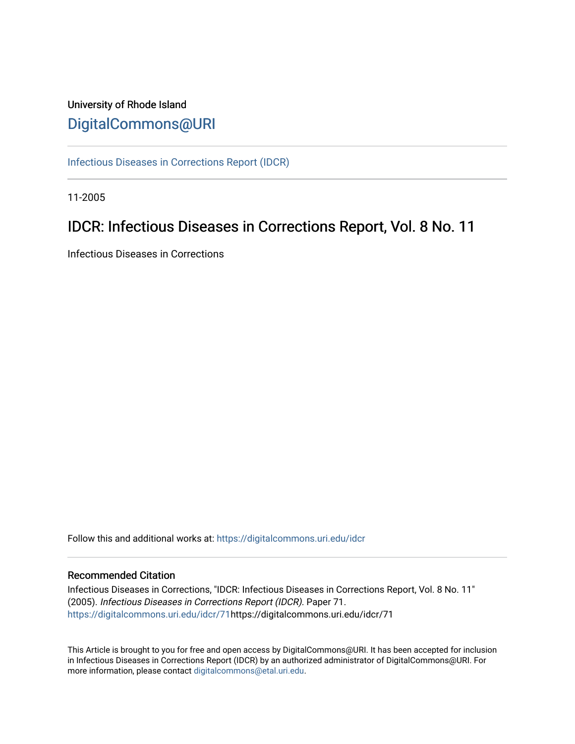University of Rhode Island

# DigitalCommons@URI

Infectious Diseases in Corrections Report (IDCR)

11-2005

## IDCR: Infectious Diseases in Corrections Report, Vol. 8 No. 11

Infectious Diseases in Corrections

Follow this and additional works at: https://digitalcommons.uri.edu/idcr

### Recommended Citation

Infectious Diseases in Corrections, "IDCR: Infectious Diseases in Corrections Report, Vol. 8 No. 11" (2005). *Infectious Diseases in Corrections Report (IDCR).* Paper 71. https://digitalcommons.uri.edu/idcr/71https://digitalcommons.uri.edu/idcr/71

This Article is brought to you for free and open access by DigitalCommons@URI. It has been accepted for inclusion in Infectious Diseases in Corrections Report (IDCR) by an authorized administrator of DigitalCommons@URI. For more information, please contact digitalcommons@etal.uri.edu.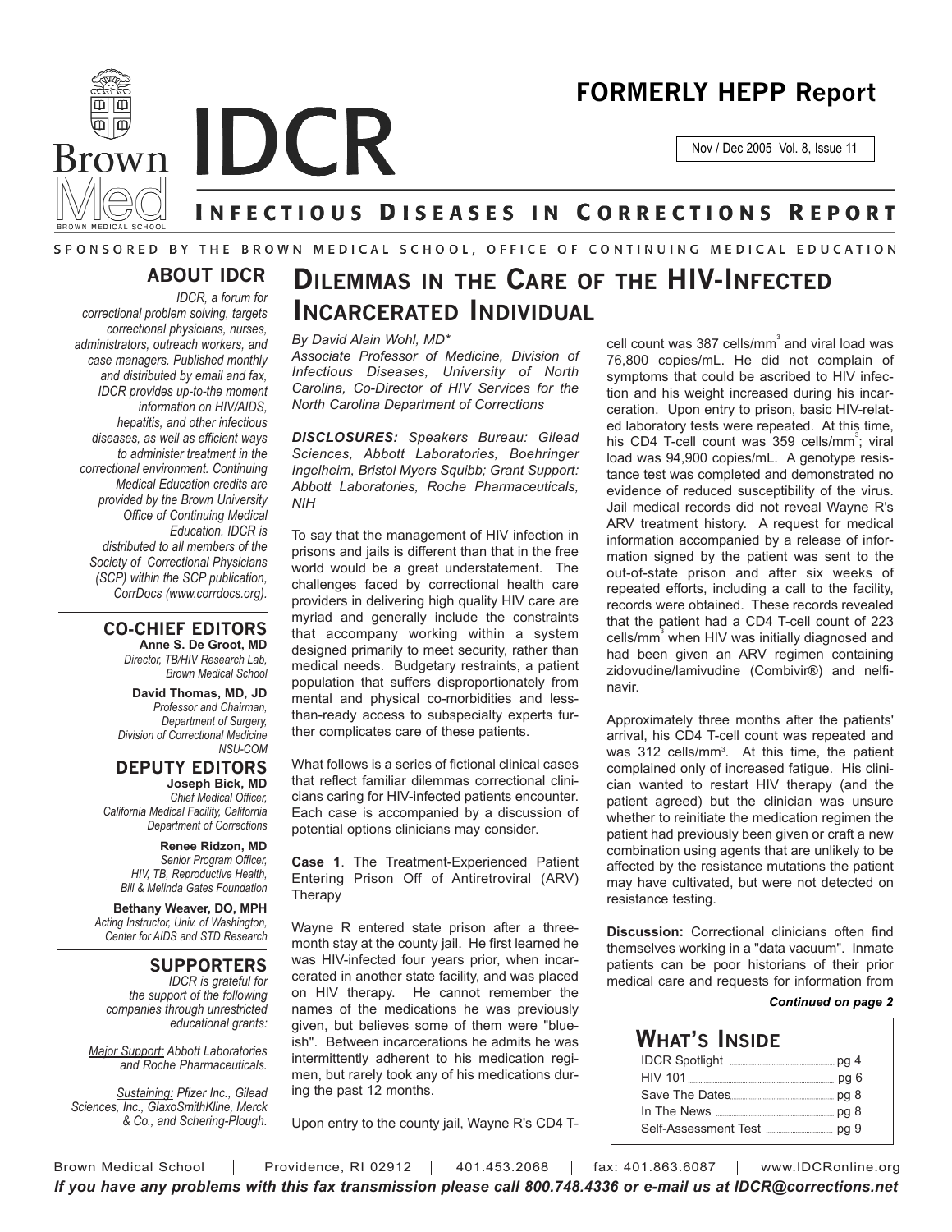# IDCR

## FORMERLY HEPP Report

Nov / Dec 2005 Vol. 8, Issue 11

### INFECTIOUS DISEASES IN CORRECTIONS REPORT

SPONSORED BY THE BROWN MEDICAL SCHOOL, OFFICE OF CONTINUING MEDICAL EDUCATION

# DILEMMAS IN THE CARE OF THE HIV-INFECTED INCARCERATED INDIVIDUAL

*By David Alain Wohl, MD\**
*Associate Professor of Medicine, Division of Infectious Diseases, University of North Carolina, Co-Director of HIV Services for the North Carolina Department of Corrections*

***DISCLOSURES:** Speakers Bureau: Gilead Sciences, Abbott Laboratories, Boehringer Ingelheim, Bristol Myers Squibb; Grant Support: Abbott Laboratories, Roche Pharmaceuticals, NIH*

To say that the management of HIV infection in prisons and jails is different than that in the free world would be a great understatement. The challenges faced by correctional health care providers in delivering high quality HIV care are myriad and generally include the constraints that accompany working within a system designed primarily to meet security, rather than medical needs. Budgetary restraints, a patient population that suffers disproportionately from mental and physical co-morbidities and less-than-ready access to subspecialty experts further complicates care of these patients.

What follows is a series of fictional clinical cases that reflect familiar dilemmas correctional clinicians caring for HIV-infected patients encounter. Each case is accompanied by a discussion of potential options clinicians may consider.

**Case 1**. The Treatment-Experienced Patient Entering Prison Off of Antiretroviral (ARV) Therapy

Wayne R entered state prison after a three-month stay at the county jail. He first learned he was HIV-infected four years prior, when incarcerated in another state facility, and was placed on HIV therapy. He cannot remember the names of the medications he was previously given, but believes some of them were "blue-ish". Between incarcerations he admits he was intermittently adherent to his medication regimen, but rarely took any of his medications during the past 12 months.

Upon entry to the county jail, Wayne R's CD4 T-cell count was 387 cells/mm$^3$ and viral load was 76,800 copies/mL. He did not complain of symptoms that could be ascribed to HIV infection and his weight increased during his incarceration. Upon entry to prison, basic HIV-related laboratory tests were repeated. At this time, his CD4 T-cell count was 359 cells/mm$^3$; viral load was 94,900 copies/mL. A genotype resistance test was completed and demonstrated no evidence of reduced susceptibility of the virus. Jail medical records did not reveal Wayne R's ARV treatment history. A request for medical information accompanied by a release of information signed by the patient was sent to the out-of-state prison and after six weeks of repeated efforts, including a call to the facility, records were obtained. These records revealed that the patient had a CD4 T-cell count of 223 cells/mm$^3$ when HIV was initially diagnosed and had been given an ARV regimen containing zidovudine/lamivudine (Combivir®) and nelfinavir.

Approximately three months after the patients' arrival, his CD4 T-cell count was repeated and was 312 cells/mm$^3$. At this time, the patient complained only of increased fatigue. His clinician wanted to restart HIV therapy (and the patient agreed) but the clinician was unsure whether to reinitiate the medication regimen the patient had previously been given or craft a new combination using agents that are unlikely to be affected by the resistance mutations the patient may have cultivated, but were not detected on resistance testing.

**Discussion:** Correctional clinicians often find themselves working in a "data vacuum". Inmate patients can be poor historians of their prior medical care and requests for information from

***Continued on page 2***

## ABOUT IDCR

*IDCR, a forum for correctional problem solving, targets correctional physicians, nurses, administrators, outreach workers, and case managers. Published monthly and distributed by email and fax, IDCR provides up-to-the moment information on HIV/AIDS, hepatitis, and other infectious diseases, as well as efficient ways to administer treatment in the correctional environment. Continuing Medical Education credits are provided by the Brown University Office of Continuing Medical Education. IDCR is distributed to all members of the Society of Correctional Physicians (SCP) within the SCP publication, CorrDocs (www.corrdocs.org).*

## CO-CHIEF EDITORS

**Anne S. De Groot, MD**
*Director, TB/HIV Research Lab, Brown Medical School*

**David Thomas, MD, JD**
*Professor and Chairman, Department of Surgery, Division of Correctional Medicine NSU-COM*

## DEPUTY EDITORS

**Joseph Bick, MD**
*Chief Medical Officer, California Medical Facility, California Department of Corrections*

**Renee Ridzon, MD**
*Senior Program Officer, HIV, TB, Reproductive Health, Bill & Melinda Gates Foundation*

**Bethany Weaver, DO, MPH**
*Acting Instructor, Univ. of Washington, Center for AIDS and STD Research*

## SUPPORTERS

*IDCR is grateful for the support of the following companies through unrestricted educational grants:*

*Major Support: Abbott Laboratories and Roche Pharmaceuticals.*

*Sustaining: Pfizer Inc., Gilead Sciences, Inc., GlaxoSmithKline, Merck & Co., and Schering-Plough.*

## WHAT'S INSIDE

| | |
|---|---|
| IDCR Spotlight | pg 4 |
| HIV 101 | pg 6 |
| Save The Dates | pg 8 |
| In The News | pg 8 |
| Self-Assessment Test | pg 9 |

Brown Medical School | Providence, RI 02912 | 401.453.2068 | fax: 401.863.6087 | www.IDCRonline.org

***If you have any problems with this fax transmission please call 800.748.4336 or e-mail us at IDCR@corrections.net***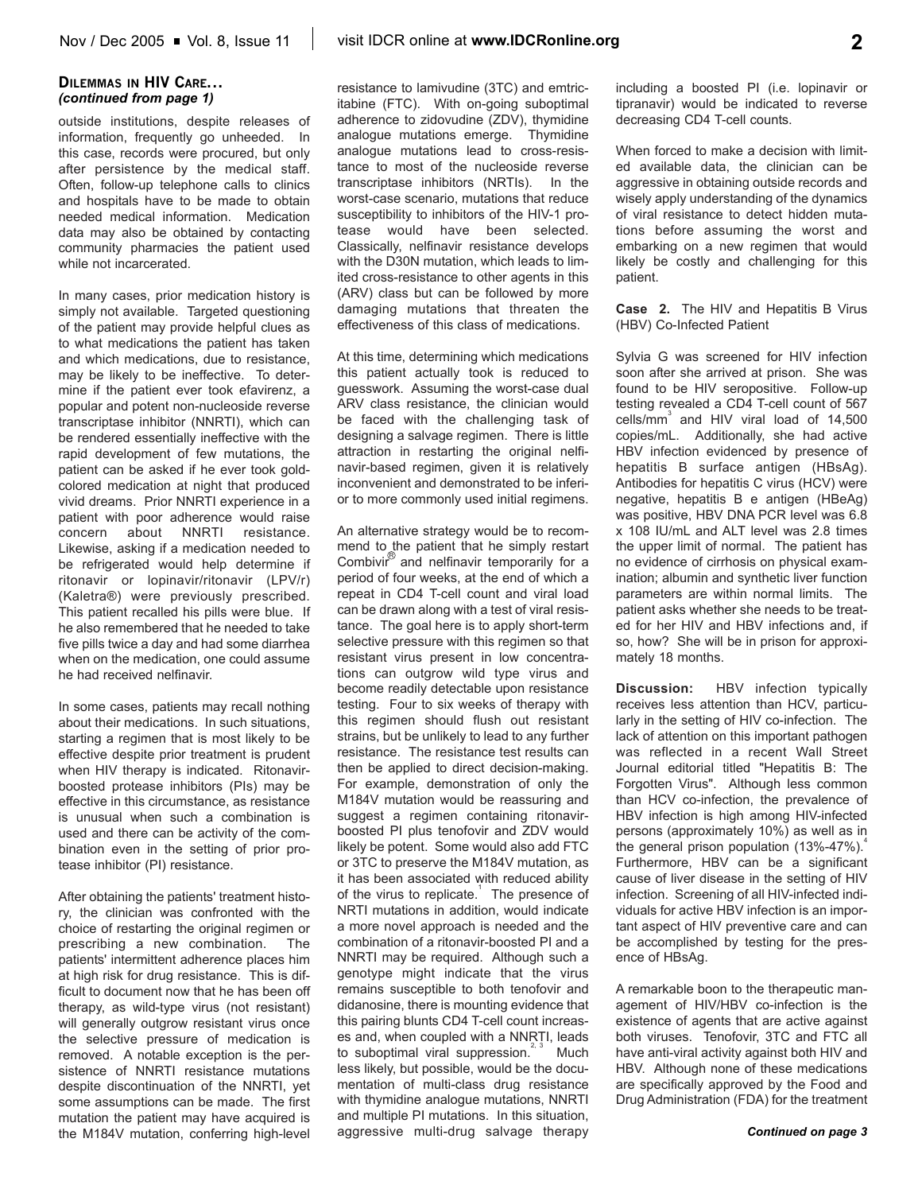**DILEMMAS IN HIV CARE...**
***(continued from page 1)***

outside institutions, despite releases of information, frequently go unheeded. In this case, records were procured, but only after persistence by the medical staff. Often, follow-up telephone calls to clinics and hospitals have to be made to obtain needed medical information. Medication data may also be obtained by contacting community pharmacies the patient used while not incarcerated.

In many cases, prior medication history is simply not available. Targeted questioning of the patient may provide helpful clues as to what medications the patient has taken and which medications, due to resistance, may be likely to be ineffective. To determine if the patient ever took efavirenz, a popular and potent non-nucleoside reverse transcriptase inhibitor (NNRTI), which can be rendered essentially ineffective with the rapid development of few mutations, the patient can be asked if he ever took gold-colored medication at night that produced vivid dreams. Prior NNRTI experience in a patient with poor adherence would raise concern about NNRTI resistance. Likewise, asking if a medication needed to be refrigerated would help determine if ritonavir or lopinavir/ritonavir (LPV/r) (Kaletra®) were previously prescribed. This patient recalled his pills were blue. If he also remembered that he needed to take five pills twice a day and had some diarrhea when on the medication, one could assume he had received nelfinavir.

In some cases, patients may recall nothing about their medications. In such situations, starting a regimen that is most likely to be effective despite prior treatment is prudent when HIV therapy is indicated. Ritonavir-boosted protease inhibitors (PIs) may be effective in this circumstance, as resistance is unusual when such a combination is used and there can be activity of the combination even in the setting of prior protease inhibitor (PI) resistance.

After obtaining the patients' treatment history, the clinician was confronted with the choice of restarting the original regimen or prescribing a new combination. The patients' intermittent adherence places him at high risk for drug resistance. This is difficult to document now that he has been off therapy, as wild-type virus (not resistant) will generally outgrow resistant virus once the selective pressure of medication is removed. A notable exception is the persistence of NNRTI resistance mutations despite discontinuation of the NNRTI, yet some assumptions can be made. The first mutation the patient may have acquired is the M184V mutation, conferring high-level resistance to lamivudine (3TC) and emtricitabine (FTC). With on-going suboptimal adherence to zidovudine (ZDV), thymidine analogue mutations emerge. Thymidine analogue mutations lead to cross-resistance to most of the nucleoside reverse transcriptase inhibitors (NRTIs). In the worst-case scenario, mutations that reduce susceptibility to inhibitors of the HIV-1 protease would have been selected. Classically, nelfinavir resistance develops with the D30N mutation, which leads to limited cross-resistance to other agents in this (ARV) class but can be followed by more damaging mutations that threaten the effectiveness of this class of medications.

At this time, determining which medications this patient actually took is reduced to guesswork. Assuming the worst-case dual ARV class resistance, the clinician would be faced with the challenging task of designing a salvage regimen. There is little attraction in restarting the original nelfinavir-based regimen, given it is relatively inconvenient and demonstrated to be inferior to more commonly used initial regimens.

An alternative strategy would be to recommend to the patient that he simply restart Combivir® and nelfinavir temporarily for a period of four weeks, at the end of which a repeat in CD4 T-cell count and viral load can be drawn along with a test of viral resistance. The goal here is to apply short-term selective pressure with this regimen so that resistant virus present in low concentrations can outgrow wild type virus and become readily detectable upon resistance testing. Four to six weeks of therapy with this regimen should flush out resistant strains, but be unlikely to lead to any further resistance. The resistance test results can then be applied to direct decision-making. For example, demonstration of only the M184V mutation would be reassuring and suggest a regimen containing ritonavir-boosted PI plus tenofovir and ZDV would likely be potent. Some would also add FTC or 3TC to preserve the M184V mutation, as it has been associated with reduced ability of the virus to replicate.[1] The presence of NRTI mutations in addition, would indicate a more novel approach is needed and the combination of a ritonavir-boosted PI and a NNRTI may be required. Although such a genotype might indicate that the virus remains susceptible to both tenofovir and didanosine, there is mounting evidence that this pairing blunts CD4 T-cell count increases and, when coupled with a NNRTI, leads to suboptimal viral suppression.[2, 3] Much less likely, but possible, would be the documentation of multi-class drug resistance with thymidine analogue mutations, NNRTI and multiple PI mutations. In this situation, aggressive multi-drug salvage therapy including a boosted PI (i.e. lopinavir or tipranavir) would be indicated to reverse decreasing CD4 T-cell counts.

When forced to make a decision with limited available data, the clinician can be aggressive in obtaining outside records and wisely apply understanding of the dynamics of viral resistance to detect hidden mutations before assuming the worst and embarking on a new regimen that would likely be costly and challenging for this patient.

**Case 2.** The HIV and Hepatitis B Virus (HBV) Co-Infected Patient

Sylvia G was screened for HIV infection soon after she arrived at prison. She was found to be HIV seropositive. Follow-up testing revealed a CD4 T-cell count of 567 cells/mm$^3$ and HIV viral load of 14,500 copies/mL. Additionally, she had active HBV infection evidenced by presence of hepatitis B surface antigen (HBsAg). Antibodies for hepatitis C virus (HCV) were negative, hepatitis B e antigen (HBeAg) was positive, HBV DNA PCR level was 6.8 x 108 IU/mL and ALT level was 2.8 times the upper limit of normal. The patient has no evidence of cirrhosis on physical examination; albumin and synthetic liver function parameters are within normal limits. The patient asks whether she needs to be treated for her HIV and HBV infections and, if so, how? She will be in prison for approximately 18 months.

**Discussion:** HBV infection typically receives less attention than HCV, particularly in the setting of HIV co-infection. The lack of attention on this important pathogen was reflected in a recent Wall Street Journal editorial titled "Hepatitis B: The Forgotten Virus". Although less common than HCV co-infection, the prevalence of HBV infection is high among HIV-infected persons (approximately 10%) as well as in the general prison population (13%-47%).[4] Furthermore, HBV can be a significant cause of liver disease in the setting of HIV infection. Screening of all HIV-infected individuals for active HBV infection is an important aspect of HIV preventive care and can be accomplished by testing for the presence of HBsAg.

A remarkable boon to the therapeutic management of HIV/HBV co-infection is the existence of agents that are active against both viruses. Tenofovir, 3TC and FTC all have anti-viral activity against both HIV and HBV. Although none of these medications are specifically approved by the Food and Drug Administration (FDA) for the treatment

***Continued on page 3***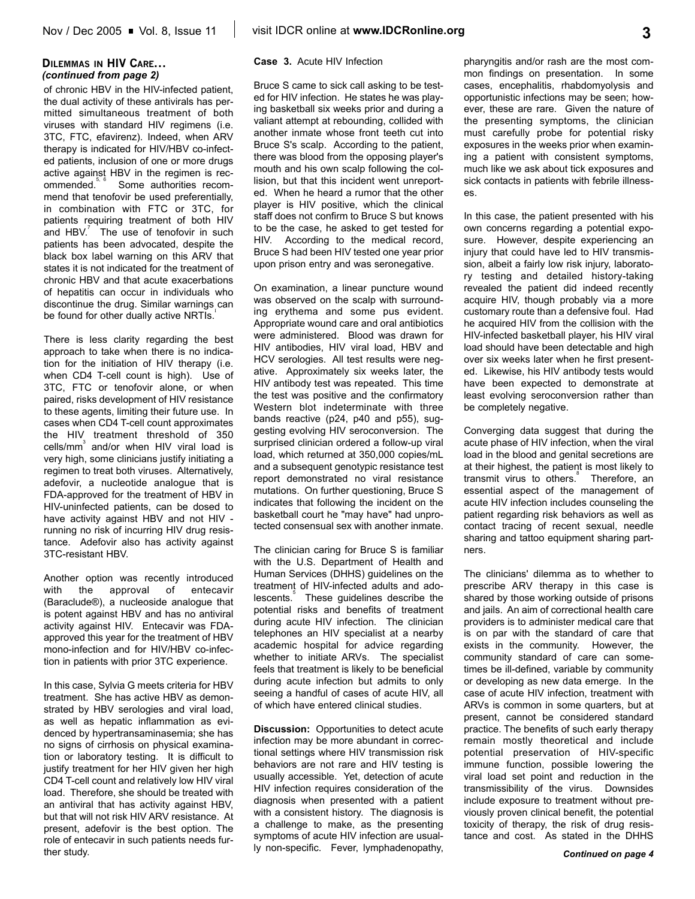### DILEMMAS IN HIV CARE…
*(continued from page 2)*

of chronic HBV in the HIV-infected patient, the dual activity of these antivirals has permitted simultaneous treatment of both viruses with standard HIV regimens (i.e. 3TC, FTC, efavirenz). Indeed, when ARV therapy is indicated for HIV/HBV co-infected patients, inclusion of one or more drugs active against HBV in the regimen is recommended.[5, 6] Some authorities recommend that tenofovir be used preferentially, in combination with FTC or 3TC, for patients requiring treatment of both HIV and HBV.[7] The use of tenofovir in such patients has been advocated, despite the black box label warning on this ARV that states it is not indicated for the treatment of chronic HBV and that acute exacerbations of hepatitis can occur in individuals who discontinue the drug. Similar warnings can be found for other dually active NRTIs.[I]

There is less clarity regarding the best approach to take when there is no indication for the initiation of HIV therapy (i.e. when CD4 T-cell count is high). Use of 3TC, FTC or tenofovir alone, or when paired, risks development of HIV resistance to these agents, limiting their future use. In cases when CD4 T-cell count approximates the HIV treatment threshold of 350 cells/mm$^3$ and/or when HIV viral load is very high, some clinicians justify initiating a regimen to treat both viruses. Alternatively, adefovir, a nucleotide analogue that is FDA-approved for the treatment of HBV in HIV-uninfected patients, can be dosed to have activity against HBV and not HIV - running no risk of incurring HIV drug resistance. Adefovir also has activity against 3TC-resistant HBV.

Another option was recently introduced with the approval of entecavir (Baraclude®), a nucleoside analogue that is potent against HBV and has no antiviral activity against HIV. Entecavir was FDA-approved this year for the treatment of HBV mono-infection and for HIV/HBV co-infection in patients with prior 3TC experience.

In this case, Sylvia G meets criteria for HBV treatment. She has active HBV as demonstrated by HBV serologies and viral load, as well as hepatic inflammation as evidenced by hypertransaminasemia; she has no signs of cirrhosis on physical examination or laboratory testing. It is difficult to justify treatment for her HIV given her high CD4 T-cell count and relatively low HIV viral load. Therefore, she should be treated with an antiviral that has activity against HBV, but that will not risk HIV ARV resistance. At present, adefovir is the best option. The role of entecavir in such patients needs further study.

**Case 3.** Acute HIV Infection

Bruce S came to sick call asking to be tested for HIV infection. He states he was playing basketball six weeks prior and during a valiant attempt at rebounding, collided with another inmate whose front teeth cut into Bruce S's scalp. According to the patient, there was blood from the opposing player's mouth and his own scalp following the collision, but that this incident went unreported. When he heard a rumor that the other player is HIV positive, which the clinical staff does not confirm to Bruce S but knows to be the case, he asked to get tested for HIV. According to the medical record, Bruce S had been HIV tested one year prior upon prison entry and was seronegative.

On examination, a linear puncture wound was observed on the scalp with surrounding erythema and some pus evident. Appropriate wound care and oral antibiotics were administered. Blood was drawn for HIV antibodies, HIV viral load, HBV and HCV serologies. All test results were negative. Approximately six weeks later, the HIV antibody test was repeated. This time the test was positive and the confirmatory Western blot indeterminate with three bands reactive (p24, p40 and p55), suggesting evolving HIV seroconversion. The surprised clinician ordered a follow-up viral load, which returned at 350,000 copies/mL and a subsequent genotypic resistance test report demonstrated no viral resistance mutations. On further questioning, Bruce S indicates that following the incident on the basketball court he "may have" had unprotected consensual sex with another inmate.

The clinician caring for Bruce S is familiar with the U.S. Department of Health and Human Services (DHHS) guidelines on the treatment of HIV-infected adults and adolescents.[5] These guidelines describe the potential risks and benefits of treatment during acute HIV infection. The clinician telephones an HIV specialist at a nearby academic hospital for advice regarding whether to initiate ARVs. The specialist feels that treatment is likely to be beneficial during acute infection but admits to only seeing a handful of cases of acute HIV, all of which have entered clinical studies.

**Discussion:** Opportunities to detect acute infection may be more abundant in correctional settings where HIV transmission risk behaviors are not rare and HIV testing is usually accessible. Yet, detection of acute HIV infection requires consideration of the diagnosis when presented with a patient with a consistent history. The diagnosis is a challenge to make, as the presenting symptoms of acute HIV infection are usually non-specific. Fever, lymphadenopathy, pharyngitis and/or rash are the most common findings on presentation. In some cases, encephalitis, rhabdomyolysis and opportunistic infections may be seen; however, these are rare. Given the nature of the presenting symptoms, the clinician must carefully probe for potential risky exposures in the weeks prior when examining a patient with consistent symptoms, much like we ask about tick exposures and sick contacts in patients with febrile illnesses.

In this case, the patient presented with his own concerns regarding a potential exposure. However, despite experiencing an injury that could have led to HIV transmission, albeit a fairly low risk injury, laboratory testing and detailed history-taking revealed the patient did indeed recently acquire HIV, though probably via a more customary route than a defensive foul. Had he acquired HIV from the collision with the HIV-infected basketball player, his HIV viral load should have been detectable and high over six weeks later when he first presented. Likewise, his HIV antibody tests would have been expected to demonstrate at least evolving seroconversion rather than be completely negative.

Converging data suggest that during the acute phase of HIV infection, when the viral load in the blood and genital secretions are at their highest, the patient is most likely to transmit virus to others.[8] Therefore, an essential aspect of the management of acute HIV infection includes counseling the patient regarding risk behaviors as well as contact tracing of recent sexual, needle sharing and tattoo equipment sharing partners.

The clinicians' dilemma as to whether to prescribe ARV therapy in this case is shared by those working outside of prisons and jails. An aim of correctional health care providers is to administer medical care that is on par with the standard of care that exists in the community. However, the community standard of care can sometimes be ill-defined, variable by community or developing as new data emerge. In the case of acute HIV infection, treatment with ARVs is common in some quarters, but at present, cannot be considered standard practice. The benefits of such early therapy remain mostly theoretical and include potential preservation of HIV-specific immune function, possible lowering the viral load set point and reduction in the transmissibility of the virus. Downsides include exposure to treatment without previously proven clinical benefit, the potential toxicity of therapy, the risk of drug resistance and cost. As stated in the DHHS

*Continued on page 4*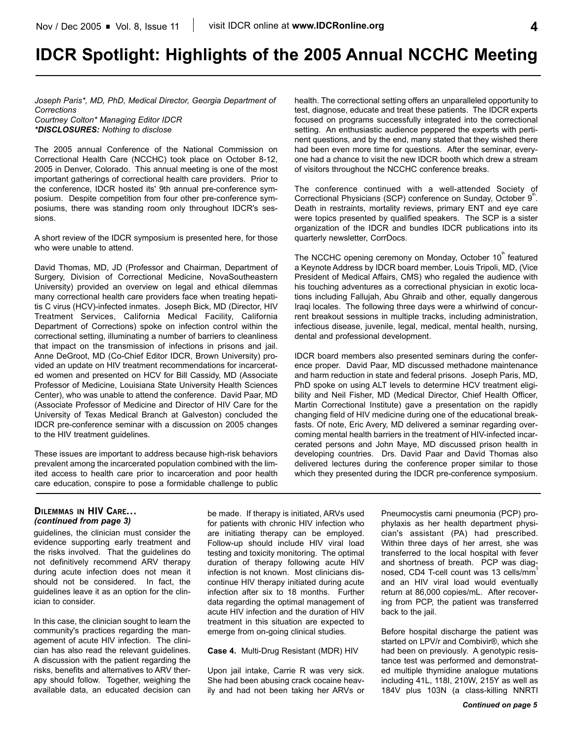# IDCR Spotlight: Highlights of the 2005 Annual NCCHC Meeting

*Joseph Paris\*, MD, PhD, Medical Director, Georgia Department of Corrections*
*Courtney Colton\* Managing Editor IDCR*
***\*DISCLOSURES:** Nothing to disclose*

The 2005 annual Conference of the National Commission on Correctional Health Care (NCCHC) took place on October 8-12, 2005 in Denver, Colorado. This annual meeting is one of the most important gatherings of correctional health care providers. Prior to the conference, IDCR hosted its' 9th annual pre-conference symposium. Despite competition from four other pre-conference symposiums, there was standing room only throughout IDCR's sessions.

A short review of the IDCR symposium is presented here, for those who were unable to attend.

David Thomas, MD, JD (Professor and Chairman, Department of Surgery, Division of Correctional Medicine, NovaSoutheastern University) provided an overview on legal and ethical dilemmas many correctional health care providers face when treating hepatitis C virus (HCV)-infected inmates. Joseph Bick, MD (Director, HIV Treatment Services, California Medical Facility, California Department of Corrections) spoke on infection control within the correctional setting, illuminating a number of barriers to cleanliness that impact on the transmission of infections in prisons and jail. Anne DeGroot, MD (Co-Chief Editor IDCR, Brown University) provided an update on HIV treatment recommendations for incarcerated women and presented on HCV for Bill Cassidy, MD (Associate Professor of Medicine, Louisiana State University Health Sciences Center), who was unable to attend the conference. David Paar, MD (Associate Professor of Medicine and Director of HIV Care for the University of Texas Medical Branch at Galveston) concluded the IDCR pre-conference seminar with a discussion on 2005 changes to the HIV treatment guidelines.

These issues are important to address because high-risk behaviors prevalent among the incarcerated population combined with the limited access to health care prior to incarceration and poor health care education, conspire to pose a formidable challenge to public health. The correctional setting offers an unparalleled opportunity to test, diagnose, educate and treat these patients. The IDCR experts focused on programs successfully integrated into the correctional setting. An enthusiastic audience peppered the experts with pertinent questions, and by the end, many stated that they wished there had been even more time for questions. After the seminar, everyone had a chance to visit the new IDCR booth which drew a stream of visitors throughout the NCCHC conference breaks.

The conference continued with a well-attended Society of Correctional Physicians (SCP) conference on Sunday, October 9th. Death in restraints, mortality reviews, primary ENT and eye care were topics presented by qualified speakers. The SCP is a sister organization of the IDCR and bundles IDCR publications into its quarterly newsletter, CorrDocs.

The NCCHC opening ceremony on Monday, October 10th featured a Keynote Address by IDCR board member, Louis Tripoli, MD, (Vice President of Medical Affairs, CMS) who regaled the audience with his touching adventures as a correctional physician in exotic locations including Fallujah, Abu Ghraib and other, equally dangerous Iraqi locales. The following three days were a whirlwind of concurrent breakout sessions in multiple tracks, including administration, infectious disease, juvenile, legal, medical, mental health, nursing, dental and professional development.

IDCR board members also presented seminars during the conference proper. David Paar, MD discussed methadone maintenance and harm reduction in state and federal prisons. Joseph Paris, MD, PhD spoke on using ALT levels to determine HCV treatment eligibility and Neil Fisher, MD (Medical Director, Chief Health Officer, Martin Correctional Institute) gave a presentation on the rapidly changing field of HIV medicine during one of the educational breakfasts. Of note, Eric Avery, MD delivered a seminar regarding overcoming mental health barriers in the treatment of HIV-infected incarcerated persons and John Maye, MD discussed prison health in developing countries. Drs. David Paar and David Thomas also delivered lectures during the conference proper similar to those which they presented during the IDCR pre-conference symposium.

---

## Dilemmas in HIV Care...
***(continued from page 3)***

guidelines, the clinician must consider the evidence supporting early treatment and the risks involved. That the guidelines do not definitively recommend ARV therapy during acute infection does not mean it should not be considered. In fact, the guidelines leave it as an option for the clinician to consider.

In this case, the clinician sought to learn the community's practices regarding the management of acute HIV infection. The clinician has also read the relevant guidelines. A discussion with the patient regarding the risks, benefits and alternatives to ARV therapy should follow. Together, weighing the available data, an educated decision can be made. If therapy is initiated, ARVs used for patients with chronic HIV infection who are initiating therapy can be employed. Follow-up should include HIV viral load testing and toxicity monitoring. The optimal duration of therapy following acute HIV infection is not known. Most clinicians discontinue HIV therapy initiated during acute infection after six to 18 months. Further data regarding the optimal management of acute HIV infection and the duration of HIV treatment in this situation are expected to emerge from on-going clinical studies.

**Case 4.** Multi-Drug Resistant (MDR) HIV

Upon jail intake, Carrie R was very sick. She had been abusing crack cocaine heavily and had not been taking her ARVs or Pneumocystis carni pneumonia (PCP) prophylaxis as her health department physician's assistant (PA) had prescribed. Within three days of her arrest, she was transferred to the local hospital with fever and shortness of breath. PCP was diagnosed, CD4 T-cell count was 13 cells/mm$^3$ and an HIV viral load would eventually return at 86,000 copies/mL. After recovering from PCP, the patient was transferred back to the jail.

Before hospital discharge the patient was started on LPV/r and Combivir®, which she had been on previously. A genotypic resistance test was performed and demonstrated multiple thymidine analogue mutations including 41L, 118I, 210W, 215Y as well as 184V plus 103N (a class-killing NNRTI

***Continued on page 5***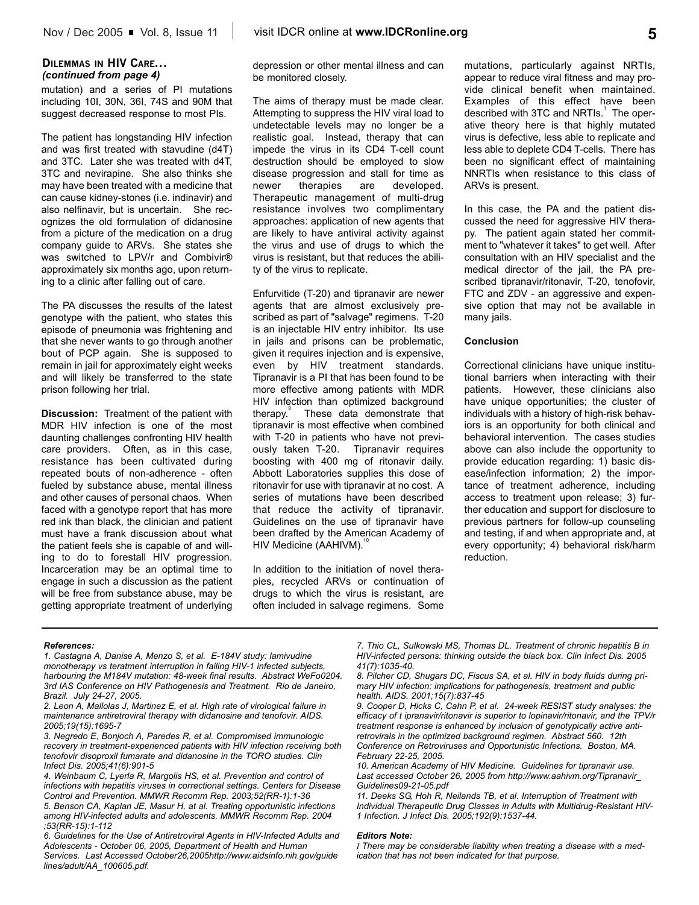### Dilemmas in HIV Care...

*(continued from page 4)*

mutation) and a series of PI mutations including 10I, 30N, 36I, 74S and 90M that suggest decreased response to most PIs.

The patient has longstanding HIV infection and was first treated with stavudine (d4T) and 3TC. Later she was treated with d4T, 3TC and nevirapine. She also thinks she may have been treated with a medicine that can cause kidney-stones (i.e. indinavir) and also nelfinavir, but is uncertain. She recognizes the old formulation of didanosine from a picture of the medication on a drug company guide to ARVs. She states she was switched to LPV/r and Combivir® approximately six months ago, upon returning to a clinic after falling out of care.

The PA discusses the results of the latest genotype with the patient, who states this episode of pneumonia was frightening and that she never wants to go through another bout of PCP again. She is supposed to remain in jail for approximately eight weeks and will likely be transferred to the state prison following her trial.

**Discussion:** Treatment of the patient with MDR HIV infection is one of the most daunting challenges confronting HIV health care providers. Often, as in this case, resistance has been cultivated during repeated bouts of non-adherence - often fueled by substance abuse, mental illness and other causes of personal chaos. When faced with a genotype report that has more red ink than black, the clinician and patient must have a frank discussion about what the patient feels she is capable of and willing to do to forestall HIV progression. Incarceration may be an optimal time to engage in such a discussion as the patient will be free from substance abuse, may be getting appropriate treatment of underlying depression or other mental illness and can be monitored closely.

The aims of therapy must be made clear. Attempting to suppress the HIV viral load to undetectable levels may no longer be a realistic goal. Instead, therapy that can impede the virus in its CD4 T-cell count destruction should be employed to slow disease progression and stall for time as newer therapies are developed. Therapeutic management of multi-drug resistance involves two complimentary approaches: application of new agents that are likely to have antiviral activity against the virus and use of drugs to which the virus is resistant, but that reduces the ability of the virus to replicate.

Enfurvitide (T-20) and tipranavir are newer agents that are almost exclusively prescribed as part of "salvage" regimens. T-20 is an injectable HIV entry inhibitor. Its use in jails and prisons can be problematic, given it requires injection and is expensive, even by HIV treatment standards. Tipranavir is a PI that has been found to be more effective among patients with MDR HIV infection than optimized background therapy.[9] These data demonstrate that tipranavir is most effective when combined with T-20 in patients who have not previously taken T-20. Tipranavir requires boosting with 400 mg of ritonavir daily. Abbott Laboratories supplies this dose of ritonavir for use with tipranavir at no cost. A series of mutations have been described that reduce the activity of tipranavir. Guidelines on the use of tipranavir have been drafted by the American Academy of HIV Medicine (AAHIVM).[10]

In addition to the initiation of novel therapies, recycled ARVs or continuation of drugs to which the virus is resistant, are often included in salvage regimens. Some mutations, particularly against NRTIs, appear to reduce viral fitness and may provide clinical benefit when maintained. Examples of this effect have been described with 3TC and NRTIs.[1] The operative theory here is that highly mutated virus is defective, less able to replicate and less able to deplete CD4 T-cells. There has been no significant effect of maintaining NNRTIs when resistance to this class of ARVs is present.

In this case, the PA and the patient discussed the need for aggressive HIV therapy. The patient again stated her commitment to "whatever it takes" to get well. After consultation with an HIV specialist and the medical director of the jail, the PA prescribed tipranavir/ritonavir, T-20, tenofovir, FTC and ZDV - an aggressive and expensive option that may not be available in many jails.

**Conclusion**

Correctional clinicians have unique institutional barriers when interacting with their patients. However, these clinicians also have unique opportunities; the cluster of individuals with a history of high-risk behaviors is an opportunity for both clinical and behavioral intervention. The cases studies above can also include the opportunity to provide education regarding: 1) basic disease/infection information; 2) the importance of treatment adherence, including access to treatment upon release; 3) further education and support for disclosure to previous partners for follow-up counseling and testing, if and when appropriate and, at every opportunity; 4) behavioral risk/harm reduction.

***References:***

*1. Castagna A, Danise A, Menzo S, et al. E-184V study: lamivudine monotherapy vs teratment interruption in failing HIV-1 infected subjects, harbouring the M184V mutation: 48-week final results. Abstract WeFo0204. 3rd IAS Conference on HIV Pathogenesis and Treatment. Rio de Janeiro, Brazil. July 24-27, 2005.*

*2. Leon A, Mallolas J, Martinez E, et al. High rate of virological failure in maintenance antiretroviral therapy with didanosine and tenofovir. AIDS. 2005;19(15):1695-7*

*3. Negredo E, Bonjoch A, Paredes R, et al. Compromised immunologic recovery in treatment-experienced patients with HIV infection receiving both tenofovir disoproxil fumarate and didanosine in the TORO studies. Clin Infect Dis. 2005;41(6):901-5*

*4. Weinbaum C, Lyerla R, Margolis HS, et al. Prevention and control of infections with hepatitis viruses in correctional settings. Centers for Disease Control and Prevention. MMWR Recomm Rep. 2003;52(RR-1):1-36*

*5. Benson CA, Kaplan JE, Masur H, at al. Treating opportunistic infections among HIV-infected adults and adolescents. MMWR Recomm Rep. 2004 ;53(RR-15):1-112*

*6. Guidelines for the Use of Antiretroviral Agents in HIV-Infected Adults and Adolescents - October 06, 2005, Department of Health and Human Services. Last Accessed October26,2005http://www.aidsinfo.nih.gov/guidelines/adult/AA_100605.pdf.*

*7. Thio CL, Sulkowski MS, Thomas DL. Treatment of chronic hepatitis B in HIV-infected persons: thinking outside the black box. Clin Infect Dis. 2005 41(7):1035-40.*

*8. Pilcher CD, Shugars DC, Fiscus SA, et al. HIV in body fluids during primary HIV infection: implications for pathogenesis, treatment and public health. AIDS. 2001;15(7):837-45*

*9. Cooper D, Hicks C, Cahn P, et al. 24-week RESIST study analyses: the efficacy of t ipranavir/ritonavir is superior to lopinavir/ritonavir, and the TPV/r treatment response is enhanced by inclusion of genotypically active antiretrovirals in the optimized background regimen. Abstract 560. 12th Conference on Retroviruses and Opportunistic Infections. Boston, MA. February 22-25, 2005.*

*10. American Academy of HIV Medicine. Guidelines for tipranavir use. Last accessed October 26, 2005 from http://www.aahivm.org/Tipranavir_Guidelines09-21-05.pdf*

*11. Deeks SG, Hoh R, Neilands TB, et al. Interruption of Treatment with Individual Therapeutic Drug Classes in Adults with Multidrug-Resistant HIV-1 Infection. J Infect Dis. 2005;192(9):1537-44.*

***Editors Note:***

*I There may be considerable liability when treating a disease with a medication that has not been indicated for that purpose.*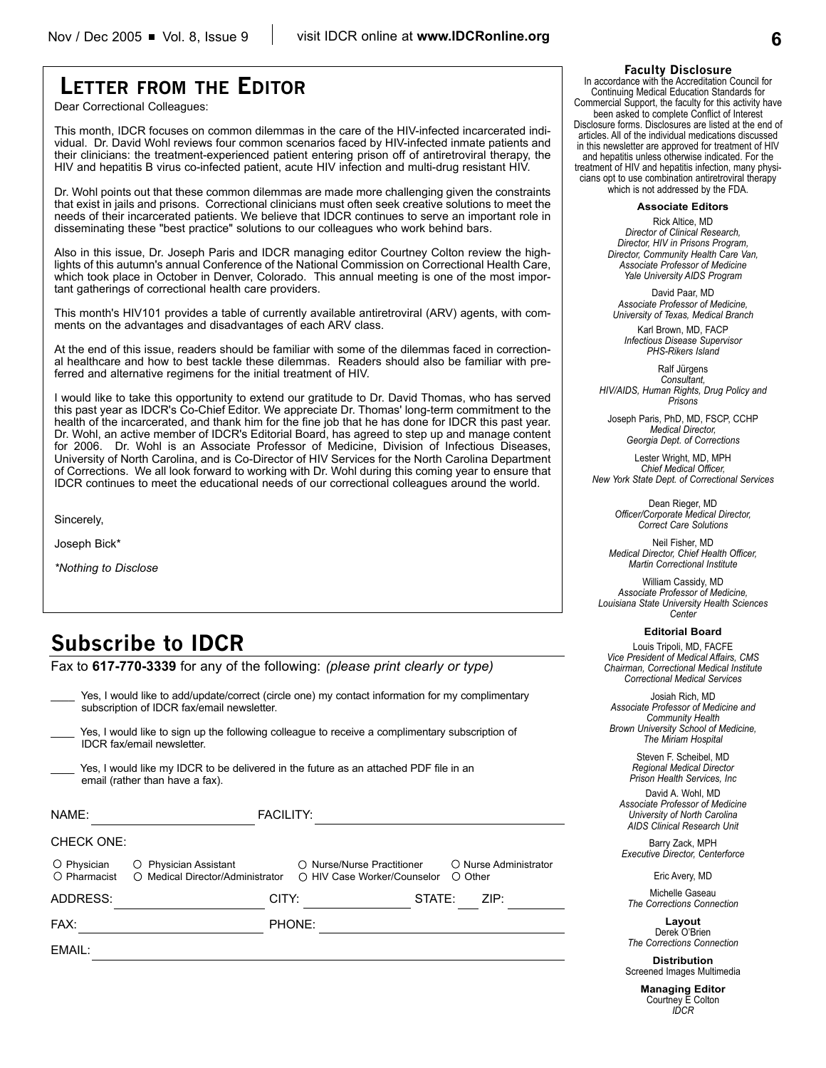## LETTER FROM THE EDITOR

Dear Correctional Colleagues:

This month, IDCR focuses on common dilemmas in the care of the HIV-infected incarcerated individual. Dr. David Wohl reviews four common scenarios faced by HIV-infected inmate patients and their clinicians: the treatment-experienced patient entering prison off of antiretroviral therapy, the HIV and hepatitis B virus co-infected patient, acute HIV infection and multi-drug resistant HIV.

Dr. Wohl points out that these common dilemmas are made more challenging given the constraints that exist in jails and prisons. Correctional clinicians must often seek creative solutions to meet the needs of their incarcerated patients. We believe that IDCR continues to serve an important role in disseminating these "best practice" solutions to our colleagues who work behind bars.

Also in this issue, Dr. Joseph Paris and IDCR managing editor Courtney Colton review the highlights of this autumn's annual Conference of the National Commission on Correctional Health Care, which took place in October in Denver, Colorado. This annual meeting is one of the most important gatherings of correctional health care providers.

This month's HIV101 provides a table of currently available antiretroviral (ARV) agents, with comments on the advantages and disadvantages of each ARV class.

At the end of this issue, readers should be familiar with some of the dilemmas faced in correctional healthcare and how to best tackle these dilemmas. Readers should also be familiar with preferred and alternative regimens for the initial treatment of HIV.

I would like to take this opportunity to extend our gratitude to Dr. David Thomas, who has served this past year as IDCR's Co-Chief Editor. We appreciate Dr. Thomas' long-term commitment to the health of the incarcerated, and thank him for the fine job that he has done for IDCR this past year. Dr. Wohl, an active member of IDCR's Editorial Board, has agreed to step up and manage content for 2006. Dr. Wohl is an Associate Professor of Medicine, Division of Infectious Diseases, University of North Carolina, and is Co-Director of HIV Services for the North Carolina Department of Corrections. We all look forward to working with Dr. Wohl during this coming year to ensure that IDCR continues to meet the educational needs of our correctional colleagues around the world.

Sincerely,

Joseph Bick*

*\*Nothing to Disclose*

## Subscribe to IDCR

Fax to **617-770-3339** for any of the following: *(please print clearly or type)*

____ Yes, I would like to add/update/correct (circle one) my contact information for my complimentary subscription of IDCR fax/email newsletter.

____ Yes, I would like to sign up the following colleague to receive a complimentary subscription of IDCR fax/email newsletter.

____ Yes, I would like my IDCR to be delivered in the future as an attached PDF file in an email (rather than have a fax).

NAME: ______________________ FACILITY: ______________________

CHECK ONE:

○ Physician ○ Physician Assistant ○ Nurse/Nurse Practitioner ○ Nurse Administrator
○ Pharmacist ○ Medical Director/Administrator ○ HIV Case Worker/Counselor ○ Other

ADDRESS: ______________ CITY: ______________ STATE: ____ ZIP: ________

FAX: ______________________ PHONE: ______________________

EMAIL: ______________________________________________

### Faculty Disclosure

In accordance with the Accreditation Council for Continuing Medical Education Standards for Commercial Support, the faculty for this activity have been asked to complete Conflict of Interest Disclosure forms. Disclosures are listed at the end of articles. All of the individual medications discussed in this newsletter are approved for treatment of HIV and hepatitis unless otherwise indicated. For the treatment of HIV and hepatitis infection, many physicians opt to use combination antiretroviral therapy which is not addressed by the FDA.

### Associate Editors

Rick Altice, MD
*Director of Clinical Research, Director, HIV in Prisons Program, Director, Community Health Care Van, Associate Professor of Medicine Yale University AIDS Program*

David Paar, MD
*Associate Professor of Medicine, University of Texas, Medical Branch*

Karl Brown, MD, FACP
*Infectious Disease Supervisor PHS-Rikers Island*

Ralf Jürgens
*Consultant, HIV/AIDS, Human Rights, Drug Policy and Prisons*

Joseph Paris, PhD, MD, FSCP, CCHP
*Medical Director, Georgia Dept. of Corrections*

Lester Wright, MD, MPH
*Chief Medical Officer, New York State Dept. of Correctional Services*

Dean Rieger, MD
*Officer/Corporate Medical Director, Correct Care Solutions*

Neil Fisher, MD
*Medical Director, Chief Health Officer, Martin Correctional Institute*

William Cassidy, MD
*Associate Professor of Medicine, Louisiana State University Health Sciences Center*

### Editorial Board

Louis Tripoli, MD, FACFE
*Vice President of Medical Affairs, CMS Chairman, Correctional Medical Institute Correctional Medical Services*

Josiah Rich, MD
*Associate Professor of Medicine and Community Health Brown University School of Medicine, The Miriam Hospital*

Steven F. Scheibel, MD
*Regional Medical Director Prison Health Services, Inc*

David A. Wohl, MD
*Associate Professor of Medicine University of North Carolina AIDS Clinical Research Unit*

Barry Zack, MPH
*Executive Director, Centerforce*

Eric Avery, MD

Michelle Gaseau
*The Corrections Connection*

### Layout

Derek O'Brien
*The Corrections Connection*

### Distribution

Screened Images Multimedia

### Managing Editor

Courtney E Colton
*IDCR*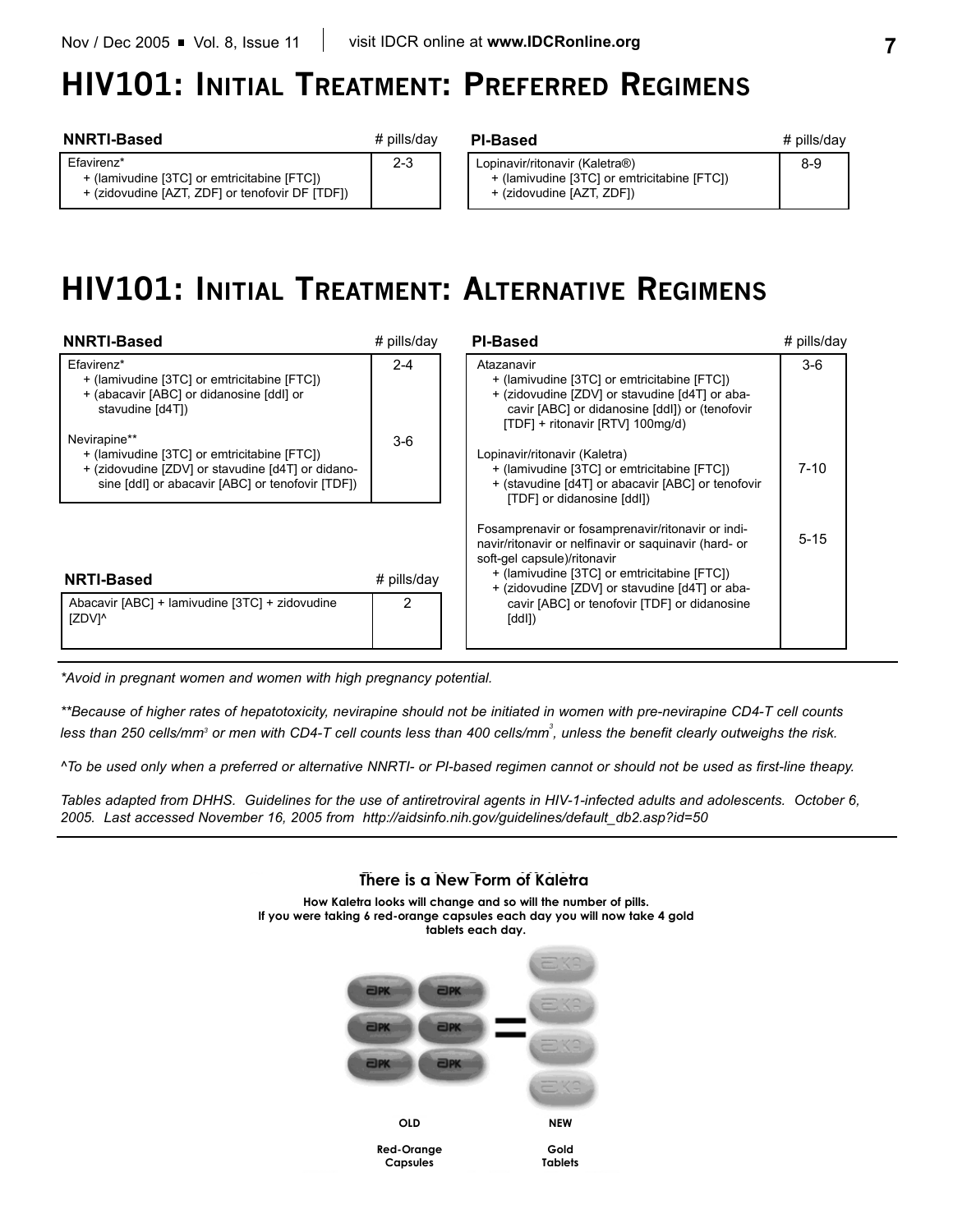# HIV101: Initial Treatment: Preferred Regimens

| NNRTI-Based | # pills/day |
|---|---|
| Efavirenz*<br>+ (lamivudine [3TC] or emtricitabine [FTC])<br>+ (zidovudine [AZT, ZDF] or tenofovir DF [TDF]) | 2-3 |

| PI-Based | # pills/day |
|---|---|
| Lopinavir/ritonavir (Kaletra®)<br>+ (lamivudine [3TC] or emtricitabine [FTC])<br>+ (zidovudine [AZT, ZDF]) | 8-9 |

# HIV101: Initial Treatment: Alternative Regimens

| NNRTI-Based | # pills/day |
|---|---|
| Efavirenz*<br>+ (lamivudine [3TC] or emtricitabine [FTC])<br>+ (abacavir [ABC] or didanosine [ddI] or stavudine [d4T]) | 2-4 |
| Nevirapine**<br>+ (lamivudine [3TC] or emtricitabine [FTC])<br>+ (zidovudine [ZDV] or stavudine [d4T] or didanosine [ddI] or abacavir [ABC] or tenofovir [TDF]) | 3-6 |

| NRTI-Based | # pills/day |
|---|---|
| Abacavir [ABC] + lamivudine [3TC] + zidovudine [ZDV]^ | 2 |

| PI-Based | # pills/day |
|---|---|
| Atazanavir<br>+ (lamivudine [3TC] or emtricitabine [FTC])<br>+ (zidovudine [ZDV] or stavudine [d4T] or abacavir [ABC] or didanosine [ddI]) or (tenofovir [TDF] + ritonavir [RTV] 100mg/d) | 3-6 |
| Lopinavir/ritonavir (Kaletra)<br>+ (lamivudine [3TC] or emtricitabine [FTC])<br>+ (stavudine [d4T] or abacavir [ABC] or tenofovir [TDF] or didanosine [ddI]) | 7-10 |
| Fosamprenavir or fosamprenavir/ritonavir or indinavir/ritonavir or nelfinavir or saquinavir (hard- or soft-gel capsule)/ritonavir<br>+ (lamivudine [3TC] or emtricitabine [FTC])<br>+ (zidovudine [ZDV] or stavudine [d4T] or abacavir [ABC] or tenofovir [TDF] or didanosine [ddI]) | 5-15 |

*\*Avoid in pregnant women and women with high pregnancy potential.*

*\*\*Because of higher rates of hepatotoxicity, nevirapine should not be initiated in women with pre-nevirapine CD4-T cell counts less than 250 cells/mm³ or men with CD4-T cell counts less than 400 cells/mm³, unless the benefit clearly outweighs the risk.*

*^To be used only when a preferred or alternative NNRTI- or PI-based regimen cannot or should not be used as first-line theapy.*

*Tables adapted from DHHS. Guidelines for the use of antiretroviral agents in HIV-1-infected adults and adolescents. October 6, 2005. Last accessed November 16, 2005 from http://aidsinfo.nih.gov/guidelines/default_db2.asp?id=50*

**There is a New Form of Kaletra**

**How Kaletra looks will change and so will the number of pills. If you were taking 6 red-orange capsules each day you will now take 4 gold tablets each day.**

**OLD** — Red-Orange Capsules

**NEW** — Gold Tablets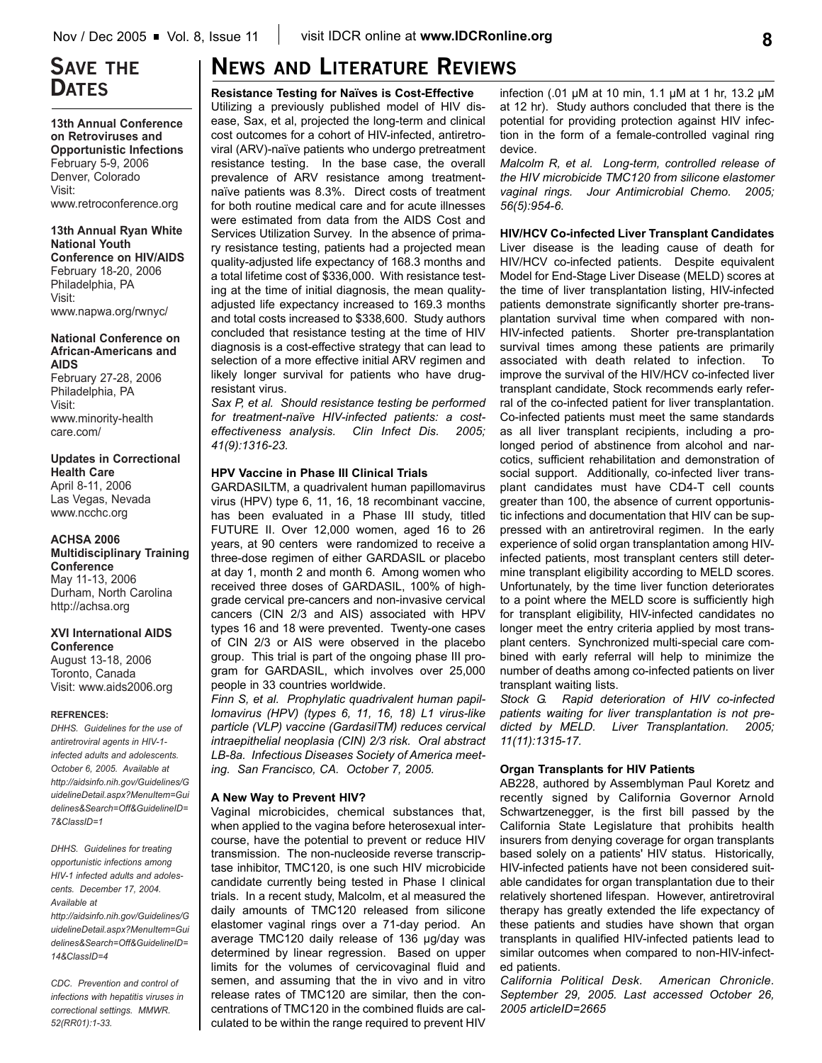## Save the Dates

**13th Annual Conference on Retroviruses and Opportunistic Infections**
February 5-9, 2006
Denver, Colorado
Visit:
www.retroconference.org

**13th Annual Ryan White National Youth Conference on HIV/AIDS**
February 18-20, 2006
Philadelphia, PA
Visit:
www.napwa.org/rwnyc/

**National Conference on African-Americans and AIDS**
February 27-28, 2006
Philadelphia, PA
Visit:
www.minority-health care.com/

**Updates in Correctional Health Care**
April 8-11, 2006
Las Vegas, Nevada
www.ncchc.org

**ACHSA 2006 Multidisciplinary Training Conference**
May 11-13, 2006
Durham, North Carolina
http://achsa.org

**XVI International AIDS Conference**
August 13-18, 2006
Toronto, Canada
Visit: www.aids2006.org

**REFRENCES:**

*DHHS. Guidelines for the use of antiretroviral agents in HIV-1-infected adults and adolescents. October 6, 2005. Available at http://aidsinfo.nih.gov/Guidelines/GuidelineDetail.aspx?MenuItem=Guidelines&Search=Off&GuidelineID=7&ClassID=1*

*DHHS. Guidelines for treating opportunistic infections among HIV-1 infected adults and adolescents. December 17, 2004. Available at http://aidsinfo.nih.gov/Guidelines/GuidelineDetail.aspx?MenuItem=Guidelines&Search=Off&GuidelineID=14&ClassID=4*

*CDC. Prevention and control of infections with hepatitis viruses in correctional settings. MMWR. 52(RR01):1-33.*

# News and Literature Reviews

### Resistance Testing for Naïves is Cost-Effective

Utilizing a previously published model of HIV disease, Sax, et al, projected the long-term and clinical cost outcomes for a cohort of HIV-infected, antiretroviral (ARV)-naïve patients who undergo pretreatment resistance testing. In the base case, the overall prevalence of ARV resistance among treatment-naïve patients was 8.3%. Direct costs of treatment for both routine medical care and for acute illnesses were estimated from data from the AIDS Cost and Services Utilization Survey. In the absence of primary resistance testing, patients had a projected mean quality-adjusted life expectancy of 168.3 months and a total lifetime cost of $336,000. With resistance testing at the time of initial diagnosis, the mean quality-adjusted life expectancy increased to 169.3 months and total costs increased to $338,600. Study authors concluded that resistance testing at the time of HIV diagnosis is a cost-effective strategy that can lead to selection of a more effective initial ARV regimen and likely longer survival for patients who have drug-resistant virus.

*Sax P, et al. Should resistance testing be performed for treatment-naïve HIV-infected patients: a cost-effectiveness analysis. Clin Infect Dis. 2005; 41(9):1316-23.*

### HPV Vaccine in Phase III Clinical Trials

GARDASILTM, a quadrivalent human papillomavirus virus (HPV) type 6, 11, 16, 18 recombinant vaccine, has been evaluated in a Phase III study, titled FUTURE II. Over 12,000 women, aged 16 to 26 years, at 90 centers were randomized to receive a three-dose regimen of either GARDASIL or placebo at day 1, month 2 and month 6. Among women who received three doses of GARDASIL, 100% of high-grade cervical pre-cancers and non-invasive cervical cancers (CIN 2/3 and AIS) associated with HPV types 16 and 18 were prevented. Twenty-one cases of CIN 2/3 or AIS were observed in the placebo group. This trial is part of the ongoing phase III program for GARDASIL, which involves over 25,000 people in 33 countries worldwide.

*Finn S, et al. Prophylatic quadrivalent human papillomavirus (HPV) (types 6, 11, 16, 18) L1 virus-like particle (VLP) vaccine (GardasilTM) reduces cervical intraepithelial neoplasia (CIN) 2/3 risk. Oral abstract LB-8a. Infectious Diseases Society of America meeting. San Francisco, CA. October 7, 2005.*

### A New Way to Prevent HIV?

Vaginal microbicides, chemical substances that, when applied to the vagina before heterosexual intercourse, have the potential to prevent or reduce HIV transmission. The non-nucleoside reverse transcriptase inhibitor, TMC120, is one such HIV microbicide candidate currently being tested in Phase I clinical trials. In a recent study, Malcolm, et al measured the daily amounts of TMC120 released from silicone elastomer vaginal rings over a 71-day period. An average TMC120 daily release of 136 µg/day was determined by linear regression. Based on upper limits for the volumes of cervicovaginal fluid and semen, and assuming that the in vivo and in vitro release rates of TMC120 are similar, then the concentrations of TMC120 in the combined fluids are calculated to be within the range required to prevent HIV infection (.01 µM at 10 min, 1.1 µM at 1 hr, 13.2 µM at 12 hr). Study authors concluded that there is the potential for providing protection against HIV infection in the form of a female-controlled vaginal ring device.

*Malcolm R, et al. Long-term, controlled release of the HIV microbicide TMC120 from silicone elastomer vaginal rings. Jour Antimicrobial Chemo. 2005; 56(5):954-6.*

### HIV/HCV Co-infected Liver Transplant Candidates

Liver disease is the leading cause of death for HIV/HCV co-infected patients. Despite equivalent Model for End-Stage Liver Disease (MELD) scores at the time of liver transplantation listing, HIV-infected patients demonstrate significantly shorter pre-transplantation survival time when compared with non-HIV-infected patients. Shorter pre-transplantation survival times among these patients are primarily associated with death related to infection. To improve the survival of the HIV/HCV co-infected liver transplant candidate, Stock recommends early referral of the co-infected patient for liver transplantation. Co-infected patients must meet the same standards as all liver transplant recipients, including a prolonged period of abstinence from alcohol and narcotics, sufficient rehabilitation and demonstration of social support. Additionally, co-infected liver transplant candidates must have CD4-T cell counts greater than 100, the absence of current opportunistic infections and documentation that HIV can be suppressed with an antiretroviral regimen. In the early experience of solid organ transplantation among HIV-infected patients, most transplant centers still determine transplant eligibility according to MELD scores. Unfortunately, by the time liver function deteriorates to a point where the MELD score is sufficiently high for transplant eligibility, HIV-infected candidates no longer meet the entry criteria applied by most transplant centers. Synchronized multi-special care combined with early referral will help to minimize the number of deaths among co-infected patients on liver transplant waiting lists.

*Stock G. Rapid deterioration of HIV co-infected patients waiting for liver transplantation is not predicted by MELD. Liver Transplantation. 2005; 11(11):1315-17.*

### Organ Transplants for HIV Patients

AB228, authored by Assemblyman Paul Koretz and recently signed by California Governor Arnold Schwartzenegger, is the first bill passed by the California State Legislature that prohibits health insurers from denying coverage for organ transplants based solely on a patients' HIV status. Historically, HIV-infected patients have not been considered suitable candidates for organ transplantation due to their relatively shortened lifespan. However, antiretroviral therapy has greatly extended the life expectancy of these patients and studies have shown that organ transplants in qualified HIV-infected patients lead to similar outcomes when compared to non-HIV-infected patients.

*California Political Desk. American Chronicle. September 29, 2005. Last accessed October 26, 2005 articleID=2665*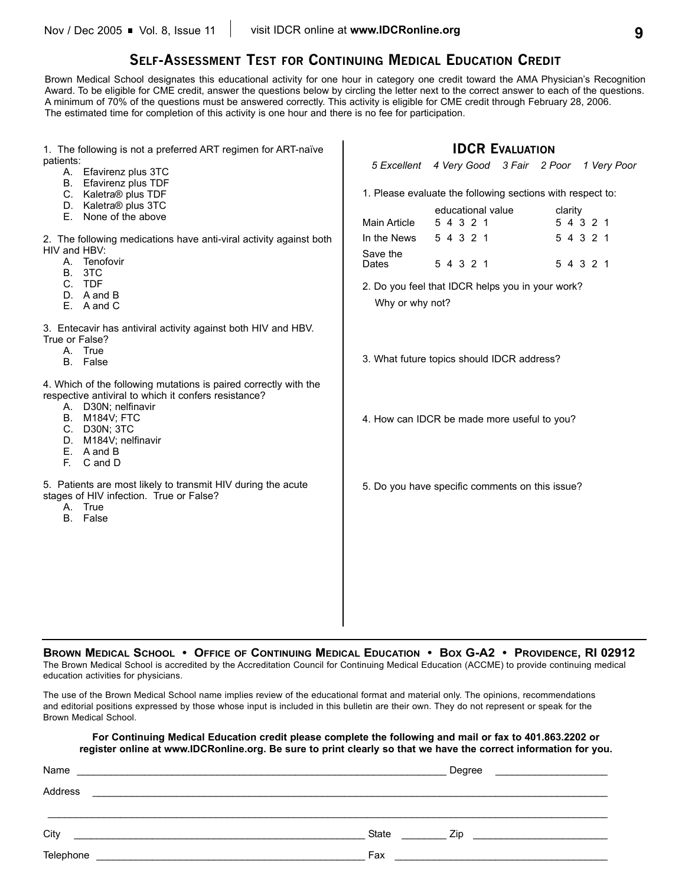## Self-Assessment Test for Continuing Medical Education Credit

Brown Medical School designates this educational activity for one hour in category one credit toward the AMA Physician's Recognition Award. To be eligible for CME credit, answer the questions below by circling the letter next to the correct answer to each of the questions. A minimum of 70% of the questions must be answered correctly. This activity is eligible for CME credit through February 28, 2006. The estimated time for completion of this activity is one hour and there is no fee for participation.

1. The following is not a preferred ART regimen for ART-naïve patients:
   - A. Efavirenz plus 3TC
   - B. Efavirenz plus TDF
   - C. Kaletra® plus TDF
   - D. Kaletra® plus 3TC
   - E. None of the above

2. The following medications have anti-viral activity against both HIV and HBV:
   - A. Tenofovir
   - B. 3TC
   - C. TDF
   - D. A and B
   - E. A and C

3. Entecavir has antiviral activity against both HIV and HBV. True or False?
   - A. True
   - B. False

4. Which of the following mutations is paired correctly with the respective antiviral to which it confers resistance?
   - A. D30N; nelfinavir
   - B. M184V; FTC
   - C. D30N; 3TC
   - D. M184V; nelfinavir
   - E. A and B
   - F. C and D

5. Patients are most likely to transmit HIV during the acute stages of HIV infection. True or False?
   - A. True
   - B. False

## IDCR Evaluation

*5 Excellent 4 Very Good 3 Fair 2 Poor 1 Very Poor*

1. Please evaluate the following sections with respect to:

| | educational value | clarity |
|---|---|---|
| Main Article | 5 4 3 2 1 | 5 4 3 2 1 |
| In the News | 5 4 3 2 1 | 5 4 3 2 1 |
| Save the Dates | 5 4 3 2 1 | 5 4 3 2 1 |

2. Do you feel that IDCR helps you in your work? Why or why not?

3. What future topics should IDCR address?

4. How can IDCR be made more useful to you?

5. Do you have specific comments on this issue?

**Brown Medical School • Office of Continuing Medical Education • Box G-A2 • Providence, RI 02912**

The Brown Medical School is accredited by the Accreditation Council for Continuing Medical Education (ACCME) to provide continuing medical education activities for physicians.

The use of the Brown Medical School name implies review of the educational format and material only. The opinions, recommendations and editorial positions expressed by those whose input is included in this bulletin are their own. They do not represent or speak for the Brown Medical School.

**For Continuing Medical Education credit please complete the following and mail or fax to 401.863.2202 or register online at www.IDCRonline.org. Be sure to print clearly so that we have the correct information for you.**

Name ______________________________ Degree ______________

Address ______________________________

______________________________

City ______________________ State ________ Zip ______________

Telephone ______________________ Fax ______________________